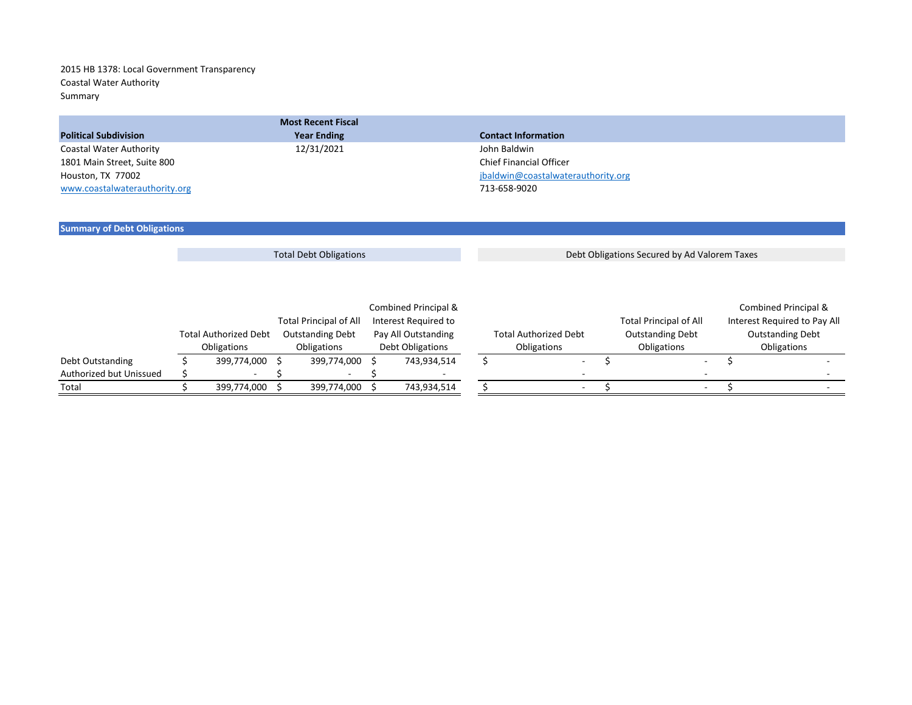2015 HB 1378: Local Government Transparency
Coastal Water Authority
Summary

| Political Subdivision | Most Recent Fiscal Year Ending | Contact Information |
|---|---|---|
| Coastal Water Authority | 12/31/2021 | John Baldwin |
| 1801 Main Street, Suite 800 | | Chief Financial Officer |
| Houston, TX 77002 | | jbaldwin@coastalwaterauthority.org |
| www.coastalwaterauthority.org | | 713-658-9020 |

## Summary of Debt Obligations

| | Total Debt Obligations | | | Debt Obligations Secured by Ad Valorem Taxes | | |
|---|---|---|---|---|---|---|
| | Total Authorized Debt Obligations | Total Principal of All Outstanding Debt Obligations | Combined Principal & Interest Required to Pay All Outstanding Debt Obligations | Total Authorized Debt Obligations | Total Principal of All Outstanding Debt Obligations | Combined Principal & Interest Required to Pay All Outstanding Debt Obligations |
| Debt Outstanding | $ 399,774,000 | $ 399,774,000 | $ 743,934,514 | $ - | $ - | $ - |
| Authorized but Unissued | $ - | $ - | $ - | - | - | - |
| Total | $ 399,774,000 | $ 399,774,000 | $ 743,934,514 | $ - | $ - | $ - |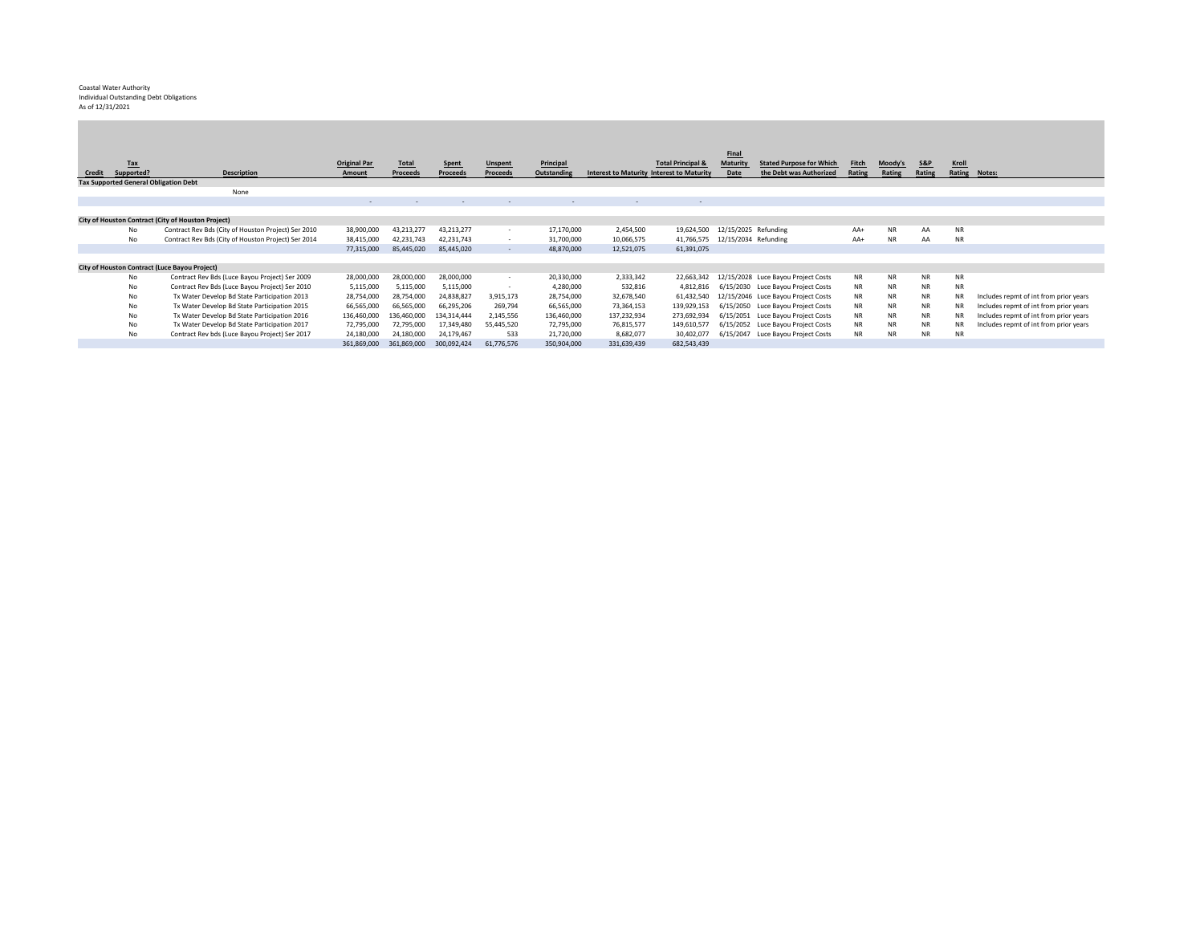Coastal Water Authority
Individual Outstanding Debt Obligations
As of 12/31/2021

| Credit | Tax Supported? | Description | Original Par Amount | Total Proceeds | Spent Proceeds | Unspent Proceeds | Principal Outstanding | Interest to Maturity | Total Principal & Interest to Maturity | Final Maturity Date | Stated Purpose for Which the Debt was Authorized | Fitch Rating | Moody's Rating | S&P Rating | Kroll Rating | Notes: |
|---|---|---|---|---|---|---|---|---|---|---|---|---|---|---|---|---|
| **Tax Supported General Obligation Debt** | | | | | | | | | | | | | | | | |
| | | None | | | | | | | | | | | | | | |
| | | | - | - | - | - | - | - | - | | | | | | | |
| **City of Houston Contract (City of Houston Project)** | | | | | | | | | | | | | | | | |
| | No | Contract Rev Bds (City of Houston Project) Ser 2010 | 38,900,000 | 43,213,277 | 43,213,277 | - | 17,170,000 | 2,454,500 | 19,624,500 | 12/15/2025 | Refunding | AA+ | NR | AA | NR | |
| | No | Contract Rev Bds (City of Houston Project) Ser 2014 | 38,415,000 | 42,231,743 | 42,231,743 | - | 31,700,000 | 10,066,575 | 41,766,575 | 12/15/2034 | Refunding | AA+ | NR | AA | NR | |
| | | | 77,315,000 | 85,445,020 | 85,445,020 | - | 48,870,000 | 12,521,075 | 61,391,075 | | | | | | | |
| **City of Houston Contract (Luce Bayou Project)** | | | | | | | | | | | | | | | | |
| | No | Contract Rev Bds (Luce Bayou Project) Ser 2009 | 28,000,000 | 28,000,000 | 28,000,000 | - | 20,330,000 | 2,333,342 | 22,663,342 | 12/15/2028 | Luce Bayou Project Costs | NR | NR | NR | NR | |
| | No | Contract Rev Bds (Luce Bayou Project) Ser 2010 | 5,115,000 | 5,115,000 | 5,115,000 | - | 4,280,000 | 532,816 | 4,812,816 | 6/15/2030 | Luce Bayou Project Costs | NR | NR | NR | NR | |
| | No | Tx Water Develop Bd State Participation 2013 | 28,754,000 | 28,754,000 | 24,838,827 | 3,915,173 | 28,754,000 | 32,678,540 | 61,432,540 | 12/15/2046 | Luce Bayou Project Costs | NR | NR | NR | NR | Includes repmt of int from prior years |
| | No | Tx Water Develop Bd State Participation 2015 | 66,565,000 | 66,565,000 | 66,295,206 | 269,794 | 66,565,000 | 73,364,153 | 139,929,153 | 6/15/2050 | Luce Bayou Project Costs | NR | NR | NR | NR | Includes repmt of int from prior years |
| | No | Tx Water Develop Bd State Participation 2016 | 136,460,000 | 136,460,000 | 134,314,444 | 2,145,556 | 136,460,000 | 137,232,934 | 273,692,934 | 6/15/2051 | Luce Bayou Project Costs | NR | NR | NR | NR | Includes repmt of int from prior years |
| | No | Tx Water Develop Bd State Participation 2017 | 72,795,000 | 72,795,000 | 17,349,480 | 55,445,520 | 72,795,000 | 76,815,577 | 149,610,577 | 6/15/2052 | Luce Bayou Project Costs | NR | NR | NR | NR | Includes repmt of int from prior years |
| | No | Contract Rev bds (Luce Bayou Project) Ser 2017 | 24,180,000 | 24,180,000 | 24,179,467 | 533 | 21,720,000 | 8,682,077 | 30,402,077 | 6/15/2047 | Luce Bayou Project Costs | NR | NR | NR | NR | |
| | | | 361,869,000 | 361,869,000 | 300,092,424 | 61,776,576 | 350,904,000 | 331,639,439 | 682,543,439 | | | | | | | |